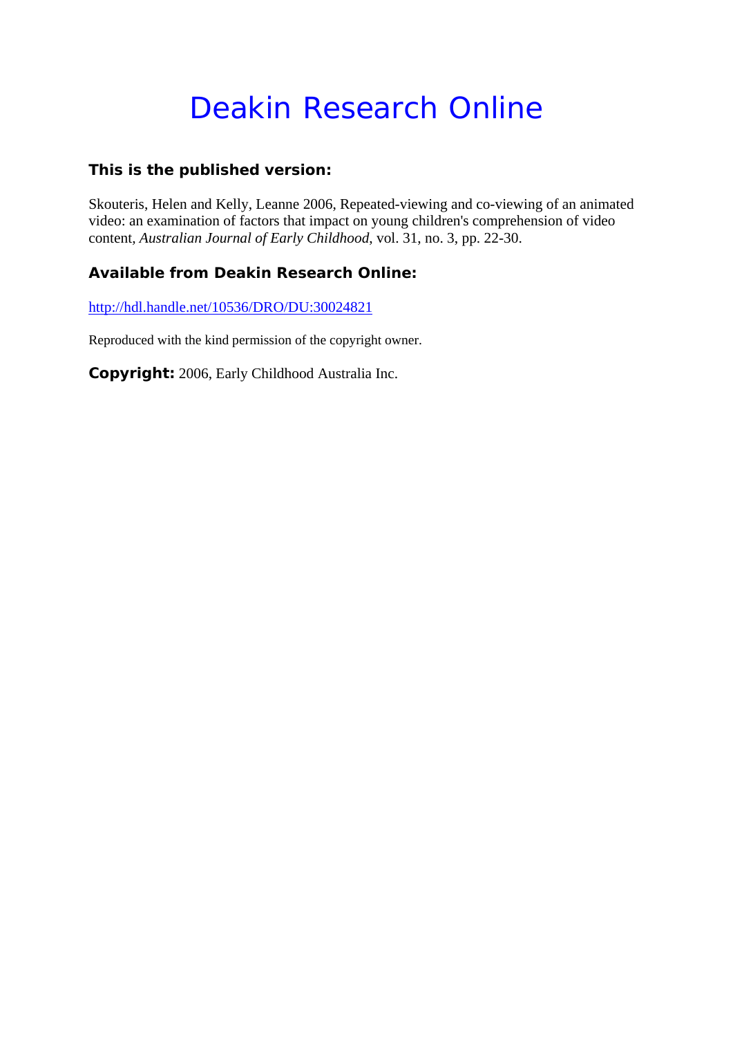# Deakin Research Online

### This is the published version:

Skouteris, Helen and Kelly, Leanne 2006, Repeated-viewing and co-viewing of an animated video: an examination of factors that impact on young children's comprehension of video content, *Australian Journal of Early Childhood*, vol. 31, no. 3, pp. 22-30.

### Available from Deakin Research Online:

http://hdl.handle.net/10536/DRO/DU:30024821

Reproduced with the kind permission of the copyright owner.

**Copyright:** 2006, Early Childhood Australia Inc.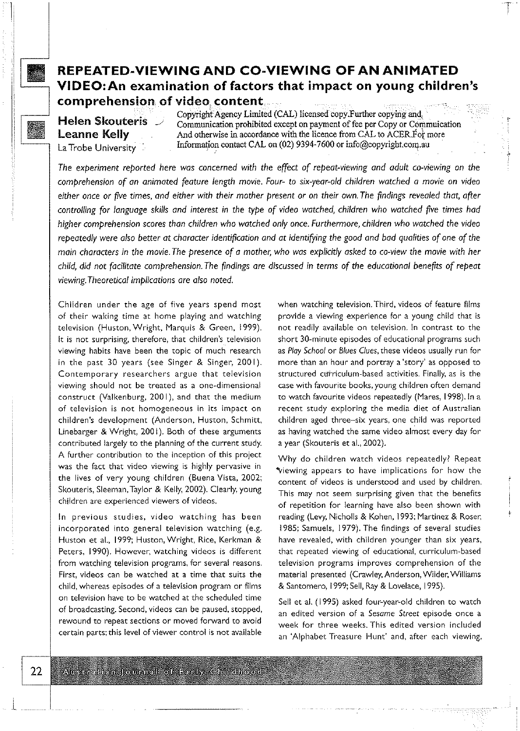# REPEATED-VIEWING AND CO-VIEWING OF AN ANIMATED VIDEO: An examination of factors that impact on young children's comprehension of video content

**Helen Skouteris**
**Leanne Kelly**
La Trobe University

Copyright Agency Limited (CAL) licensed copy. Further copying and Communication prohibited except on payment of fee per Copy or Communication And otherwise in accordance with the licence from CAL to ACER. For more Information contact CAL on (02) 9394-7600 or info@copyright.com.au

*The experiment reported here was concerned with the effect of repeat-viewing and adult co-viewing on the comprehension of an animated feature length movie. Four- to six-year-old children watched a movie on video either once or five times, and either with their mother present or on their own. The findings revealed that, after controlling for language skills and interest in the type of video watched, children who watched five times had higher comprehension scores than children who watched only once. Furthermore, children who watched the video repeatedly were also better at character identification and at identifying the good and bad qualities of one of the main characters in the movie. The presence of a mother, who was explicitly asked to co-view the movie with her child, did not facilitate comprehension. The findings are discussed in terms of the educational benefits of repeat viewing. Theoretical implications are also noted.*

Children under the age of five years spend most of their waking time at home playing and watching television (Huston, Wright, Marquis & Green, 1999). It is not surprising, therefore, that children's television viewing habits have been the topic of much research in the past 30 years (see Singer & Singer, 2001). Contemporary researchers argue that television viewing should not be treated as a one-dimensional construct (Valkenburg, 2001), and that the medium of television is not homogeneous in its impact on children's development (Anderson, Huston, Schmitt, Linebarger & Wright, 2001). Both of these arguments contributed largely to the planning of the current study. A further contribution to the inception of this project was the fact that video viewing is highly pervasive in the lives of very young children (Buena Vista, 2002; Skouteris, Sleeman, Taylor & Kelly, 2002). Clearly, young children are experienced viewers of videos.

In previous studies, video watching has been incorporated into general television watching (e.g. Huston et al., 1999; Huston, Wright, Rice, Kerkman & Peters, 1990). However, watching videos is different from watching television programs, for several reasons. First, videos can be watched at a time that suits the child, whereas episodes of a television program or films on television have to be watched at the scheduled time of broadcasting. Second, videos can be paused, stopped, rewound to repeat sections or moved forward to avoid certain parts; this level of viewer control is not available when watching television. Third, videos of feature films provide a viewing experience for a young child that is not readily available on television. In contrast to the short 30-minute episodes of educational programs such as *Play School* or *Blues Clues*, these videos usually run for more than an hour and portray a 'story' as opposed to structured curriculum-based activities. Finally, as is the case with favourite books, young children often demand to watch favourite videos repeatedly (Mares, 1998). In a recent study exploring the media diet of Australian children aged three–six years, one child was reported as having watched the same video almost every day for a year (Skouteris et al., 2002).

Why do children watch videos repeatedly? Repeat viewing appears to have implications for how the content of videos is understood and used by children. This may not seem surprising given that the benefits of repetition for learning have also been shown with reading (Levy, Nicholls & Kohen, 1993; Martinez & Roser, 1985; Samuels, 1979). The findings of several studies have revealed, with children younger than six years, that repeated viewing of educational, curriculum-based television programs improves comprehension of the material presented (Crawley, Anderson, Wilder, Williams & Santomero, 1999; Sell, Ray & Lovelace, 1995).

Sell et al. (1995) asked four-year-old children to watch an edited version of a *Sesame Street* episode once a week for three weeks. This edited version included an 'Alphabet Treasure Hunt' and, after each viewing,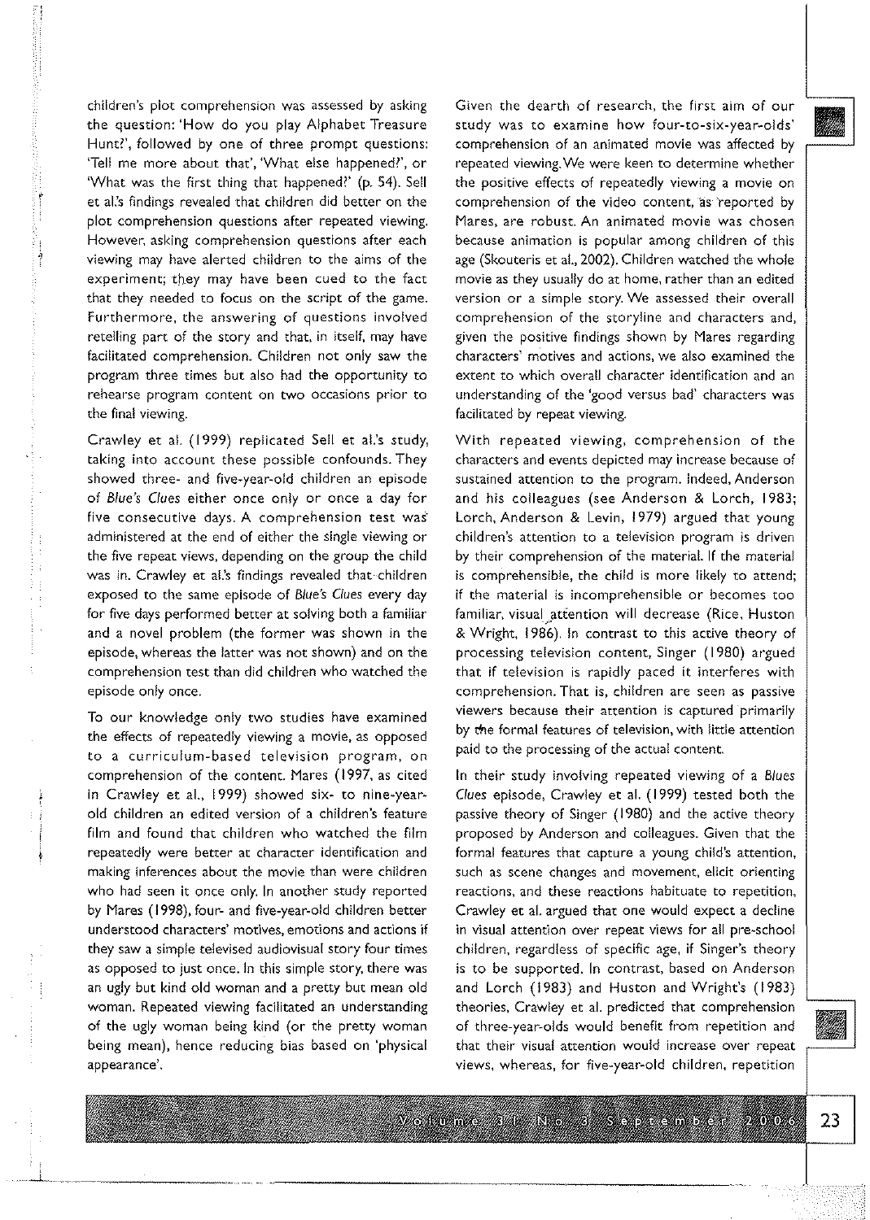children's plot comprehension was assessed by asking the question: 'How do you play Alphabet Treasure Hunt?', followed by one of three prompt questions: 'Tell me more about that', 'What else happened?', or 'What was the first thing that happened?' (p. 54). Sell et al.'s findings revealed that children did better on the plot comprehension questions after repeated viewing. However, asking comprehension questions after each viewing may have alerted children to the aims of the experiment; they may have been cued to the fact that they needed to focus on the script of the game. Furthermore, the answering of questions involved retelling part of the story and that, in itself, may have facilitated comprehension. Children not only saw the program three times but also had the opportunity to rehearse program content on two occasions prior to the final viewing.

Crawley et al. (1999) replicated Sell et al.'s study, taking into account these possible confounds. They showed three- and five-year-old children an episode of *Blue's Clues* either once only or once a day for five consecutive days. A comprehension test was administered at the end of either the single viewing or the five repeat views, depending on the group the child was in. Crawley et al.'s findings revealed that children exposed to the same episode of *Blue's Clues* every day for five days performed better at solving both a familiar and a novel problem (the former was shown in the episode, whereas the latter was not shown) and on the comprehension test than did children who watched the episode only once.

To our knowledge only two studies have examined the effects of repeatedly viewing a movie, as opposed to a curriculum-based television program, on comprehension of the content. Mares (1997, as cited in Crawley et al., 1999) showed six- to nine-year-old children an edited version of a children's feature film and found that children who watched the film repeatedly were better at character identification and making inferences about the movie than were children who had seen it once only. In another study reported by Mares (1998), four- and five-year-old children better understood characters' motives, emotions and actions if they saw a simple televised audiovisual story four times as opposed to just once. In this simple story, there was an ugly but kind old woman and a pretty but mean old woman. Repeated viewing facilitated an understanding of the ugly woman being kind (or the pretty woman being mean), hence reducing bias based on 'physical appearance'.

Given the dearth of research, the first aim of our study was to examine how four-to-six-year-olds' comprehension of an animated movie was affected by repeated viewing. We were keen to determine whether the positive effects of repeatedly viewing a movie on comprehension of the video content, as reported by Mares, are robust. An animated movie was chosen because animation is popular among children of this age (Skouteris et al., 2002). Children watched the whole movie as they usually do at home, rather than an edited version or a simple story. We assessed their overall comprehension of the storyline and characters and, given the positive findings shown by Mares regarding characters' motives and actions, we also examined the extent to which overall character identification and an understanding of the 'good versus bad' characters was facilitated by repeat viewing.

With repeated viewing, comprehension of the characters and events depicted may increase because of sustained attention to the program. Indeed, Anderson and his colleagues (see Anderson & Lorch, 1983; Lorch, Anderson & Levin, 1979) argued that young children's attention to a television program is driven by their comprehension of the material. If the material is comprehensible, the child is more likely to attend; if the material is incomprehensible or becomes too familiar, visual attention will decrease (Rice, Huston & Wright, 1986). In contrast to this active theory of processing television content, Singer (1980) argued that if television is rapidly paced it interferes with comprehension. That is, children are seen as passive viewers because their attention is captured primarily by the formal features of television, with little attention paid to the processing of the actual content.

In their study involving repeated viewing of a *Blues Clues* episode, Crawley et al. (1999) tested both the passive theory of Singer (1980) and the active theory proposed by Anderson and colleagues. Given that the formal features that capture a young child's attention, such as scene changes and movement, elicit orienting reactions, and these reactions habituate to repetition, Crawley et al. argued that one would expect a decline in visual attention over repeat views for all pre-school children, regardless of specific age, if Singer's theory is to be supported. In contrast, based on Anderson and Lorch (1983) and Huston and Wright's (1983) theories, Crawley et al. predicted that comprehension of three-year-olds would benefit from repetition and that their visual attention would increase over repeat views, whereas, for five-year-old children, repetition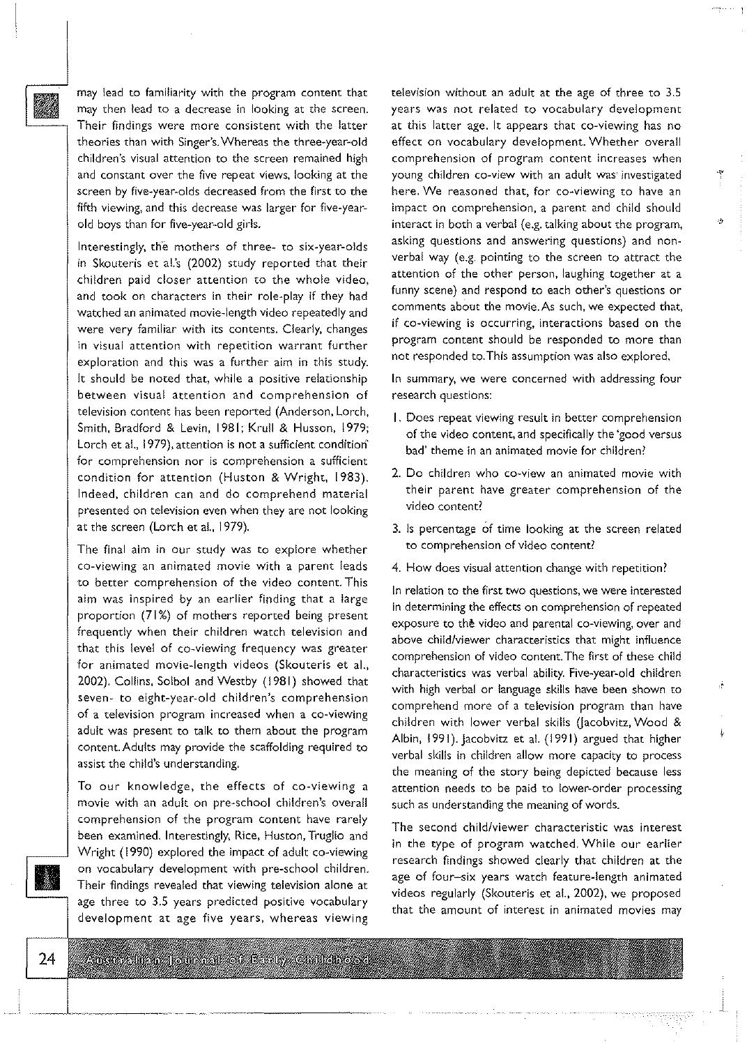may lead to familiarity with the program content that may then lead to a decrease in looking at the screen. Their findings were more consistent with the latter theories than with Singer's. Whereas the three-year-old children's visual attention to the screen remained high and constant over the five repeat views, looking at the screen by five-year-olds decreased from the first to the fifth viewing, and this decrease was larger for five-year-old boys than for five-year-old girls.

Interestingly, the mothers of three- to six-year-olds in Skouteris et al.'s (2002) study reported that their children paid closer attention to the whole video, and took on characters in their role-play if they had watched an animated movie-length video repeatedly and were very familiar with its contents. Clearly, changes in visual attention with repetition warrant further exploration and this was a further aim in this study. It should be noted that, while a positive relationship between visual attention and comprehension of television content has been reported (Anderson, Lorch, Smith, Bradford & Levin, 1981; Krull & Husson, 1979; Lorch et al., 1979), attention is not a sufficient condition for comprehension nor is comprehension a sufficient condition for attention (Huston & Wright, 1983). Indeed, children can and do comprehend material presented on television even when they are not looking at the screen (Lorch et al., 1979).

The final aim in our study was to explore whether co-viewing an animated movie with a parent leads to better comprehension of the video content. This aim was inspired by an earlier finding that a large proportion (71%) of mothers reported being present frequently when their children watch television and that this level of co-viewing frequency was greater for animated movie-length videos (Skouteris et al., 2002). Collins, Solbol and Westby (1981) showed that seven- to eight-year-old children's comprehension of a television program increased when a co-viewing adult was present to talk to them about the program content. Adults may provide the scaffolding required to assist the child's understanding.

To our knowledge, the effects of co-viewing a movie with an adult on pre-school children's overall comprehension of the program content have rarely been examined. Interestingly, Rice, Huston, Truglio and Wright (1990) explored the impact of adult co-viewing on vocabulary development with pre-school children. Their findings revealed that viewing television alone at age three to 3.5 years predicted positive vocabulary development at age five years, whereas viewing television without an adult at the age of three to 3.5 years was not related to vocabulary development at this latter age. It appears that co-viewing has no effect on vocabulary development. Whether overall comprehension of program content increases when young children co-view with an adult was investigated here. We reasoned that, for co-viewing to have an impact on comprehension, a parent and child should interact in both a verbal (e.g. talking about the program, asking questions and answering questions) and non-verbal way (e.g. pointing to the screen to attract the attention of the other person, laughing together at a funny scene) and respond to each other's questions or comments about the movie. As such, we expected that, if co-viewing is occurring, interactions based on the program content should be responded to more than not responded to. This assumption was also explored.

In summary, we were concerned with addressing four research questions:

1. Does repeat viewing result in better comprehension of the video content, and specifically the 'good versus bad' theme in an animated movie for children?
2. Do children who co-view an animated movie with their parent have greater comprehension of the video content?
3. Is percentage of time looking at the screen related to comprehension of video content?
4. How does visual attention change with repetition?

In relation to the first two questions, we were interested in determining the effects on comprehension of repeated exposure to the video and parental co-viewing, over and above child/viewer characteristics that might influence comprehension of video content. The first of these child characteristics was verbal ability. Five-year-old children with high verbal or language skills have been shown to comprehend more of a television program than have children with lower verbal skills (Jacobvitz, Wood & Albin, 1991). Jacobvitz et al. (1991) argued that higher verbal skills in children allow more capacity to process the meaning of the story being depicted because less attention needs to be paid to lower-order processing such as understanding the meaning of words.

The second child/viewer characteristic was interest in the type of program watched. While our earlier research findings showed clearly that children at the age of four–six years watch feature-length animated videos regularly (Skouteris et al., 2002), we proposed that the amount of interest in animated movies may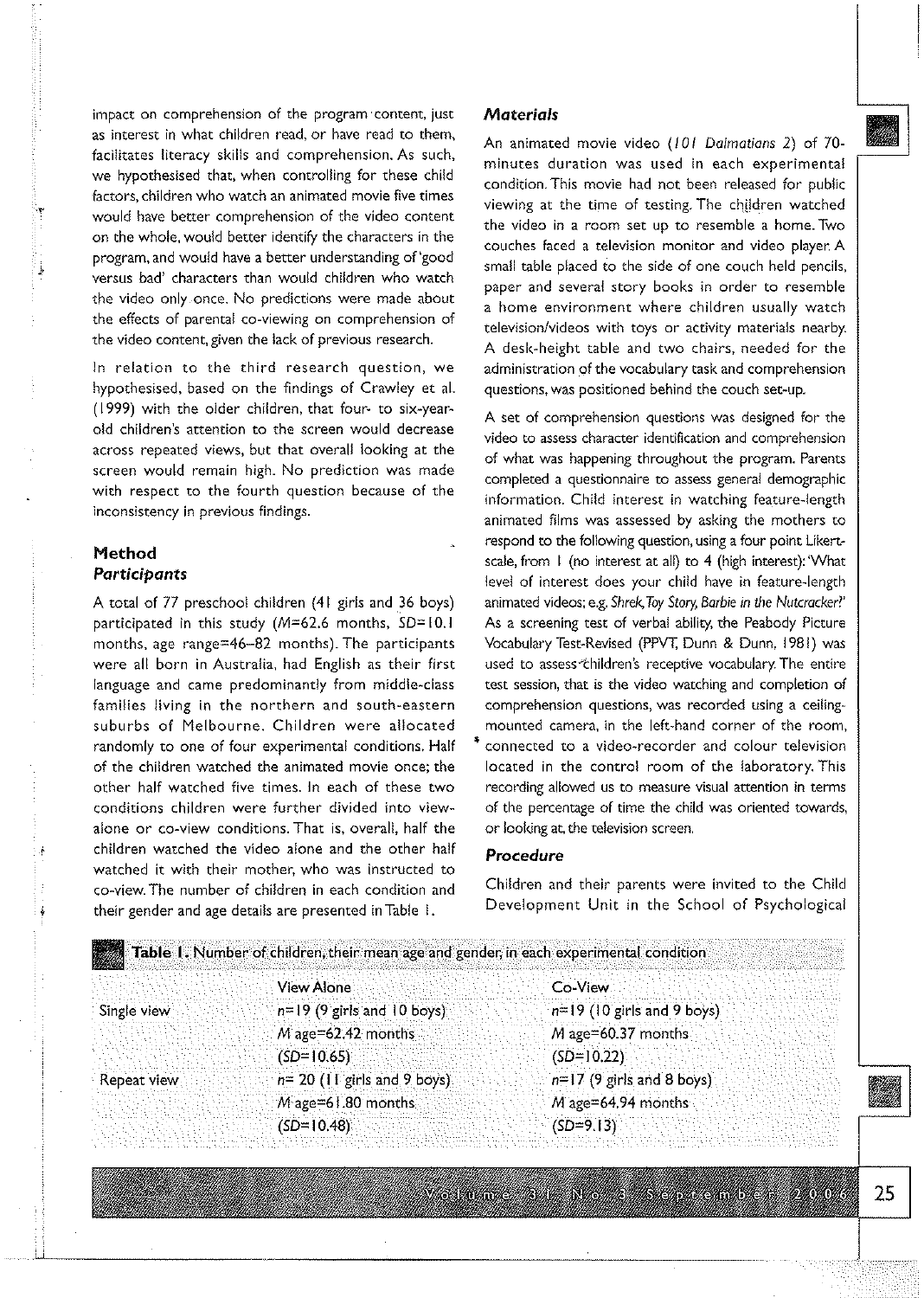impact on comprehension of the program content, just as interest in what children read, or have read to them, facilitates literacy skills and comprehension. As such, we hypothesised that, when controlling for these child factors, children who watch an animated movie five times would have better comprehension of the video content on the whole, would better identify the characters in the program, and would have a better understanding of 'good versus bad' characters than would children who watch the video only once. No predictions were made about the effects of parental co-viewing on comprehension of the video content, given the lack of previous research.

In relation to the third research question, we hypothesised, based on the findings of Crawley et al. (1999) with the older children, that four- to six-year-old children's attention to the screen would decrease across repeated views, but that overall looking at the screen would remain high. No prediction was made with respect to the fourth question because of the inconsistency in previous findings.

## Method

### Participants

A total of 77 preschool children (41 girls and 36 boys) participated in this study ($M$=62.6 months, $SD$=10.1 months, age range=46–82 months). The participants were all born in Australia, had English as their first language and came predominantly from middle-class families living in the northern and south-eastern suburbs of Melbourne. Children were allocated randomly to one of four experimental conditions. Half of the children watched the animated movie once; the other half watched five times. In each of these two conditions children were further divided into view-alone or co-view conditions. That is, overall, half the children watched the video alone and the other half watched it with their mother, who was instructed to co-view. The number of children in each condition and their gender and age details are presented in Table 1.

### Materials

An animated movie video (*101 Dalmations 2*) of 70-minutes duration was used in each experimental condition. This movie had not been released for public viewing at the time of testing. The children watched the video in a room set up to resemble a home. Two couches faced a television monitor and video player. A small table placed to the side of one couch held pencils, paper and several story books in order to resemble a home environment where children usually watch television/videos with toys or activity materials nearby. A desk-height table and two chairs, needed for the administration of the vocabulary task and comprehension questions, was positioned behind the couch set-up.

A set of comprehension questions was designed for the video to assess character identification and comprehension of what was happening throughout the program. Parents completed a questionnaire to assess general demographic information. Child interest in watching feature-length animated films was assessed by asking the mothers to respond to the following question, using a four point Likert-scale, from 1 (no interest at all) to 4 (high interest): 'What level of interest does your child have in feature-length animated videos; e.g. *Shrek, Toy Story, Barbie in the Nutcracker?*' As a screening test of verbal ability, the Peabody Picture Vocabulary Test-Revised (PPVT, Dunn & Dunn, 1981) was used to assess children's receptive vocabulary. The entire test session, that is the video watching and completion of comprehension questions, was recorded using a ceiling-mounted camera, in the left-hand corner of the room, connected to a video-recorder and colour television located in the control room of the laboratory. This recording allowed us to measure visual attention in terms of the percentage of time the child was oriented towards, or looking at, the television screen.

### Procedure

Children and their parents were invited to the Child Development Unit in the School of Psychological

**Table 1.** Number of children, their mean age and gender, in each experimental condition

| | View Alone | Co-View |
|---|---|---|
| Single view | $n$=19 (9 girls and 10 boys)<br>$M$ age=62.42 months<br>($SD$=10.65) | $n$=19 (10 girls and 9 boys)<br>$M$ age=60.37 months<br>($SD$=10.22) |
| Repeat view | $n$= 20 (11 girls and 9 boys)<br>$M$ age=61.80 months<br>($SD$=10.48) | $n$=17 (9 girls and 8 boys)<br>$M$ age=64.94 months<br>($SD$=9.13) |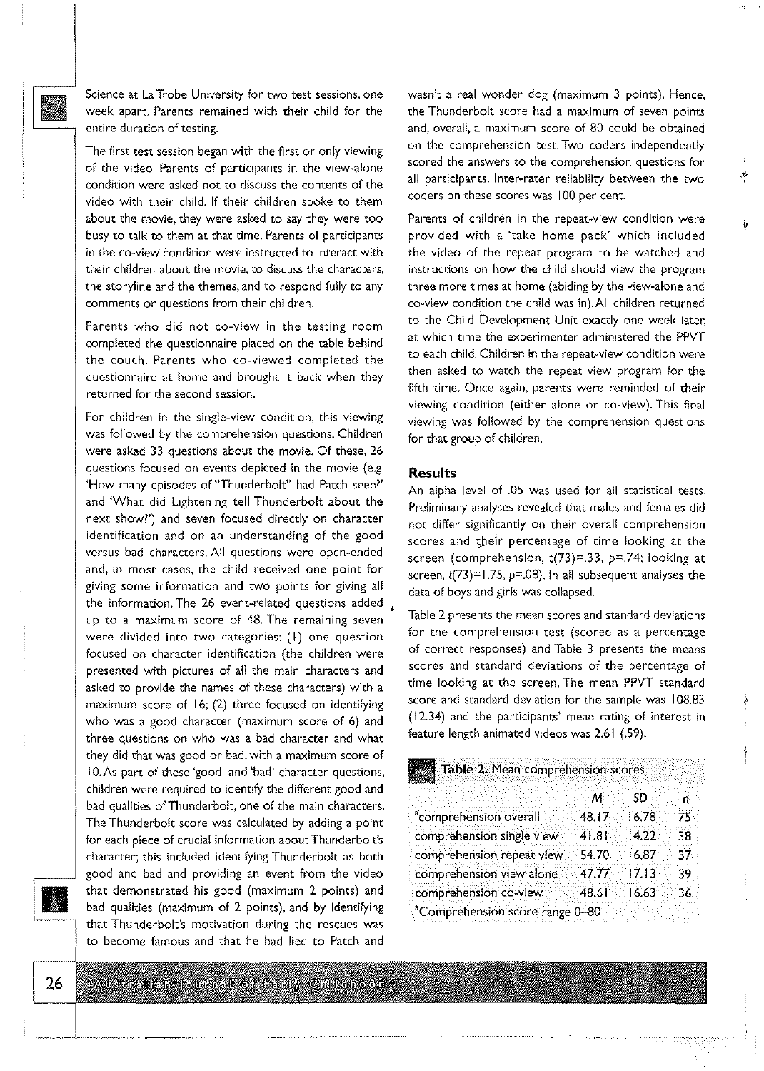Science at La Trobe University for two test sessions, one week apart. Parents remained with their child for the entire duration of testing.

The first test session began with the first or only viewing of the video. Parents of participants in the view-alone condition were asked not to discuss the contents of the video with their child. If their children spoke to them about the movie, they were asked to say they were too busy to talk to them at that time. Parents of participants in the co-view condition were instructed to interact with their children about the movie, to discuss the characters, the storyline and the themes, and to respond fully to any comments or questions from their children.

Parents who did not co-view in the testing room completed the questionnaire placed on the table behind the couch. Parents who co-viewed completed the questionnaire at home and brought it back when they returned for the second session.

For children in the single-view condition, this viewing was followed by the comprehension questions. Children were asked 33 questions about the movie. Of these, 26 questions focused on events depicted in the movie (e.g. 'How many episodes of "Thunderbolt" had Patch seen?' and 'What did Lightening tell Thunderbolt about the next show?') and seven focused directly on character identification and on an understanding of the good versus bad characters. All questions were open-ended and, in most cases, the child received one point for giving some information and two points for giving all the information. The 26 event-related questions added up to a maximum score of 48. The remaining seven were divided into two categories: (1) one question focused on character identification (the children were presented with pictures of all the main characters and asked to provide the names of these characters) with a maximum score of 16; (2) three focused on identifying who was a good character (maximum score of 6) and three questions on who was a bad character and what they did that was good or bad, with a maximum score of 10. As part of these 'good' and 'bad' character questions, children were required to identify the different good and bad qualities of Thunderbolt, one of the main characters. The Thunderbolt score was calculated by adding a point for each piece of crucial information about Thunderbolt's character; this included identifying Thunderbolt as both good and bad and providing an event from the video that demonstrated his good (maximum 2 points) and bad qualities (maximum of 2 points), and by identifying that Thunderbolt's motivation during the rescues was to become famous and that he had lied to Patch and wasn't a real wonder dog (maximum 3 points). Hence, the Thunderbolt score had a maximum of seven points and, overall, a maximum score of 80 could be obtained on the comprehension test. Two coders independently scored the answers to the comprehension questions for all participants. Inter-rater reliability between the two coders on these scores was 100 per cent.

Parents of children in the repeat-view condition were provided with a 'take home pack' which included the video of the repeat program to be watched and instructions on how the child should view the program three more times at home (abiding by the view-alone and co-view condition the child was in). All children returned to the Child Development Unit exactly one week later, at which time the experimenter administered the PPVT to each child. Children in the repeat-view condition were then asked to watch the repeat view program for the fifth time. Once again, parents were reminded of their viewing condition (either alone or co-view). This final viewing was followed by the comprehension questions for that group of children.

## Results

An alpha level of .05 was used for all statistical tests. Preliminary analyses revealed that males and females did not differ significantly on their overall comprehension scores and their percentage of time looking at the screen (comprehension, $t(73)=.33$, $p=.74$; looking at screen, $t(73)=1.75$, $p=.08$). In all subsequent analyses the data of boys and girls was collapsed.

Table 2 presents the mean scores and standard deviations for the comprehension test (scored as a percentage of correct responses) and Table 3 presents the means scores and standard deviations of the percentage of time looking at the screen. The mean PPVT standard score and standard deviation for the sample was 108.83 (12.34) and the participants' mean rating of interest in feature length animated videos was 2.61 (.59).

**Table 2.** Mean comprehension scores

| | *M* | *SD* | *n* |
|---|---|---|---|
| [a]comprehension overall | 48.17 | 16.78 | 75 |
| comprehension single view | 41.81 | 14.22 | 38 |
| comprehension repeat view | 54.70 | 16.87 | 37 |
| comprehension view alone | 47.77 | 17.13 | 39 |
| comprehension co-view | 48.61 | 16.63 | 36 |

[a]Comprehension score range 0–80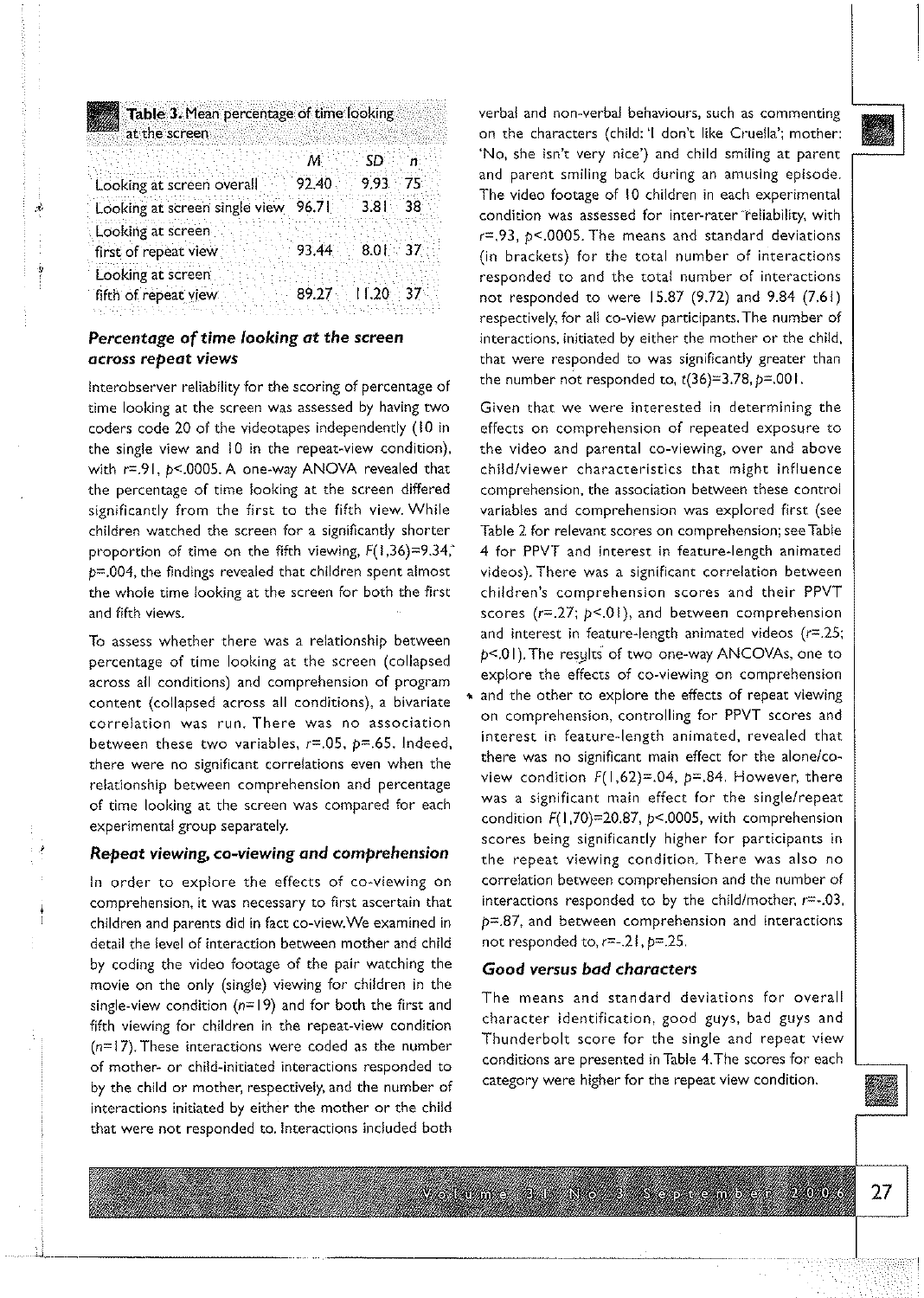**Table 3.** Mean percentage of time looking at the screen

| | *M* | *SD* | *n* |
|---|---|---|---|
| Looking at screen overall | 92.40 | 9.93 | 75 |
| Looking at screen single view | 96.71 | 3.81 | 38 |
| Looking at screen first of repeat view | 93.44 | 8.01 | 37 |
| Looking at screen fifth of repeat view | 89.27 | 11.20 | 37 |

### Percentage of time looking at the screen across repeat views

Interobserver reliability for the scoring of percentage of time looking at the screen was assessed by having two coders code 20 of the videotapes independently (10 in the single view and 10 in the repeat-view condition), with $r=.91$, $p<.0005$. A one-way ANOVA revealed that the percentage of time looking at the screen differed significantly from the first to the fifth view. While children watched the screen for a significantly shorter proportion of time on the fifth viewing, $F(1,36)=9.34$, $p=.004$, the findings revealed that children spent almost the whole time looking at the screen for both the first and fifth views.

To assess whether there was a relationship between percentage of time looking at the screen (collapsed across all conditions) and comprehension of program content (collapsed across all conditions), a bivariate correlation was run. There was no association between these two variables, $r=.05$, $p=.65$. Indeed, there were no significant correlations even when the relationship between comprehension and percentage of time looking at the screen was compared for each experimental group separately.

### Repeat viewing, co-viewing and comprehension

In order to explore the effects of co-viewing on comprehension, it was necessary to first ascertain that children and parents did in fact co-view. We examined in detail the level of interaction between mother and child by coding the video footage of the pair watching the movie on the only (single) viewing for children in the single-view condition ($n=19$) and for both the first and fifth viewing for children in the repeat-view condition ($n=17$). These interactions were coded as the number of mother- or child-initiated interactions responded to by the child or mother, respectively, and the number of interactions initiated by either the mother or the child that were not responded to. Interactions included both verbal and non-verbal behaviours, such as commenting on the characters (child: 'I don't like Cruella'; mother: 'No, she isn't very nice') and child smiling at parent and parent smiling back during an amusing episode. The video footage of 10 children in each experimental condition was assessed for inter-rater reliability, with $r=.93$, $p<.0005$. The means and standard deviations (in brackets) for the total number of interactions responded to and the total number of interactions not responded to were 15.87 (9.72) and 9.84 (7.61) respectively, for all co-view participants. The number of interactions, initiated by either the mother or the child, that were responded to was significantly greater than the number not responded to, $t(36)=3.78$, $p=.001$.

Given that we were interested in determining the effects on comprehension of repeated exposure to the video and parental co-viewing, over and above child/viewer characteristics that might influence comprehension, the association between these control variables and comprehension was explored first (see Table 2 for relevant scores on comprehension; see Table 4 for PPVT and interest in feature-length animated videos). There was a significant correlation between children's comprehension scores and their PPVT scores ($r=.27$; $p<.01$), and between comprehension and interest in feature-length animated videos ($r=.25$; $p<.01$). The results of two one-way ANCOVAs, one to explore the effects of co-viewing on comprehension and the other to explore the effects of repeat viewing on comprehension, controlling for PPVT scores and interest in feature-length animated, revealed that there was no significant main effect for the alone/co-view condition $F(1,62)=.04$, $p=.84$. However, there was a significant main effect for the single/repeat condition $F(1,70)=20.87$, $p<.0005$, with comprehension scores being significantly higher for participants in the repeat viewing condition. There was also no correlation between comprehension and the number of interactions responded to by the child/mother, $r=-.03$, $p=.87$, and between comprehension and interactions not responded to, $r=-.21$, $p=.25$.

### Good versus bad characters

The means and standard deviations for overall character identification, good guys, bad guys and Thunderbolt score for the single and repeat view conditions are presented in Table 4. The scores for each category were higher for the repeat view condition.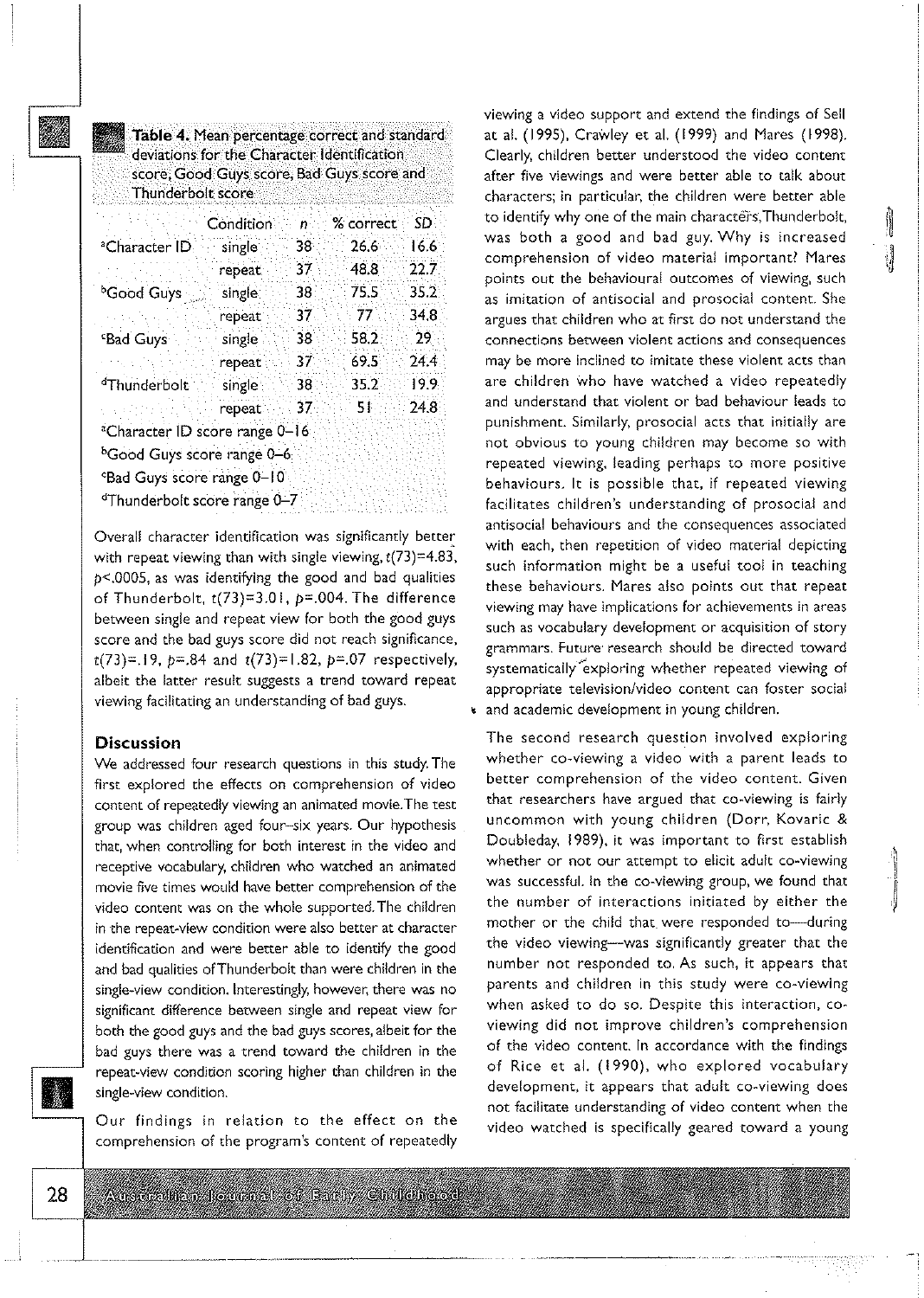**Table 4.** Mean percentage correct and standard deviations for the Character Identification score, Good Guys score, Bad Guys score and Thunderbolt score

| | Condition | *n* | % correct | *SD* |
|---|---|---|---|---|
| [a]Character ID | single | 38 | 26.6 | 16.6 |
| | repeat | 37 | 48.8 | 22.7 |
| [b]Good Guys | single | 38 | 75.5 | 35.2 |
| | repeat | 37 | 77 | 34.8 |
| [c]Bad Guys | single | 38 | 58.2 | 29 |
| | repeat | 37 | 69.5 | 24.4 |
| [d]Thunderbolt | single | 38 | 35.2 | 19.9 |
| | repeat | 37 | 51 | 24.8 |

[a]Character ID score range 0–16

[b]Good Guys score range 0–6

[c]Bad Guys score range 0–10

[d]Thunderbolt score range 0–7

Overall character identification was significantly better with repeat viewing than with single viewing, $t(73)=4.83$, $p<.0005$, as was identifying the good and bad qualities of Thunderbolt, $t(73)=3.01$, $p=.004$. The difference between single and repeat view for both the good guys score and the bad guys score did not reach significance, $t(73)=.19$, $p=.84$ and $t(73)=1.82$, $p=.07$ respectively, albeit the latter result suggests a trend toward repeat viewing facilitating an understanding of bad guys.

## Discussion

We addressed four research questions in this study. The first explored the effects on comprehension of video content of repeatedly viewing an animated movie. The test group was children aged four–six years. Our hypothesis that, when controlling for both interest in the video and receptive vocabulary, children who watched an animated movie five times would have better comprehension of the video content was on the whole supported. The children in the repeat-view condition were also better at character identification and were better able to identify the good and bad qualities of Thunderbolt than were children in the single-view condition. Interestingly, however, there was no significant difference between single and repeat view for both the good guys and the bad guys scores, albeit for the bad guys there was a trend toward the children in the repeat-view condition scoring higher than children in the single-view condition.

Our findings in relation to the effect on the comprehension of the program's content of repeatedly viewing a video support and extend the findings of Sell at al. (1995), Crawley et al. (1999) and Mares (1998). Clearly, children better understood the video content after five viewings and were better able to talk about characters; in particular, the children were better able to identify why one of the main characters, Thunderbolt, was both a good and bad guy. Why is increased comprehension of video material important? Mares points out the behavioural outcomes of viewing, such as imitation of antisocial and prosocial content. She argues that children who at first do not understand the connections between violent actions and consequences may be more inclined to imitate these violent acts than are children who have watched a video repeatedly and understand that violent or bad behaviour leads to punishment. Similarly, prosocial acts that initially are not obvious to young children may become so with repeated viewing, leading perhaps to more positive behaviours. It is possible that, if repeated viewing facilitates children's understanding of prosocial and antisocial behaviours and the consequences associated with each, then repetition of video material depicting such information might be a useful tool in teaching these behaviours. Mares also points out that repeat viewing may have implications for achievements in areas such as vocabulary development or acquisition of story grammars. Future research should be directed toward systematically exploring whether repeated viewing of appropriate television/video content can foster social and academic development in young children.

The second research question involved exploring whether co-viewing a video with a parent leads to better comprehension of the video content. Given that researchers have argued that co-viewing is fairly uncommon with young children (Dorr, Kovaric & Doubleday, 1989), it was important to first establish whether or not our attempt to elicit adult co-viewing was successful. In the co-viewing group, we found that the number of interactions initiated by either the mother or the child that were responded to—during the video viewing—was significantly greater that the number not responded to. As such, it appears that parents and children in this study were co-viewing when asked to do so. Despite this interaction, co-viewing did not improve children's comprehension of the video content. In accordance with the findings of Rice et al. (1990), who explored vocabulary development, it appears that adult co-viewing does not facilitate understanding of video content when the video watched is specifically geared toward a young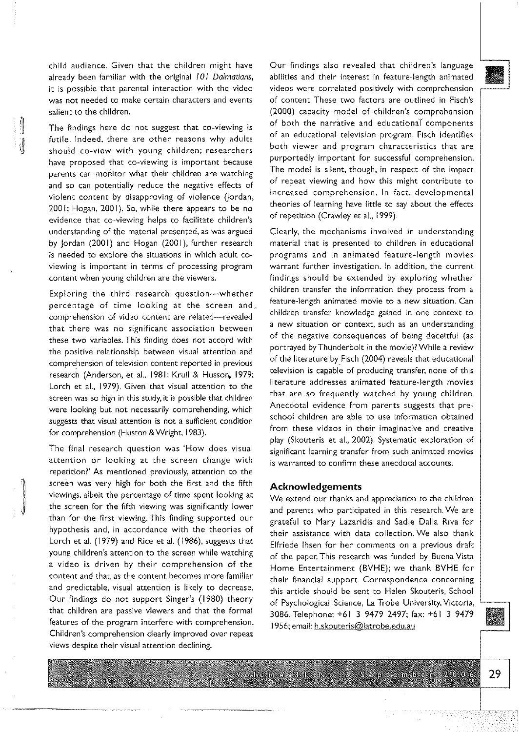child audience. Given that the children might have already been familiar with the original *101 Dalmatians*, it is possible that parental interaction with the video was not needed to make certain characters and events salient to the children.

The findings here do not suggest that co-viewing is futile. Indeed, there are other reasons why adults should co-view with young children; researchers have proposed that co-viewing is important because parents can monitor what their children are watching and so can potentially reduce the negative effects of violent content by disapproving of violence (Jordan, 2001; Hogan, 2001). So, while there appears to be no evidence that co-viewing helps to facilitate children's understanding of the material presented, as was argued by Jordan (2001) and Hogan (2001), further research is needed to explore the situations in which adult co-viewing is important in terms of processing program content when young children are the viewers.

Exploring the third research question—whether percentage of time looking at the screen and comprehension of video content are related—revealed that there was no significant association between these two variables. This finding does not accord with the positive relationship between visual attention and comprehension of television content reported in previous research (Anderson, et al., 1981; Krull & Husson, 1979; Lorch et al., 1979). Given that visual attention to the screen was so high in this study, it is possible that children were looking but not necessarily comprehending, which suggests that visual attention is not a sufficient condition for comprehension (Huston & Wright, 1983).

The final research question was 'How does visual attention or looking at the screen change with repetition?' As mentioned previously, attention to the screen was very high for both the first and the fifth viewings, albeit the percentage of time spent looking at the screen for the fifth viewing was significantly lower than for the first viewing. This finding supported our hypothesis and, in accordance with the theories of Lorch et al. (1979) and Rice et al. (1986), suggests that young children's attention to the screen while watching a video is driven by their comprehension of the content and that, as the content becomes more familiar and predictable, visual attention is likely to decrease. Our findings do not support Singer's (1980) theory that children are passive viewers and that the formal features of the program interfere with comprehension. Children's comprehension clearly improved over repeat views despite their visual attention declining.

Our findings also revealed that children's language abilities and their interest in feature-length animated videos were correlated positively with comprehension of content. These two factors are outlined in Fisch's (2000) capacity model of children's comprehension of both the narrative and educational components of an educational television program. Fisch identifies both viewer and program characteristics that are purportedly important for successful comprehension. The model is silent, though, in respect of the impact of repeat viewing and how this might contribute to increased comprehension. In fact, developmental theories of learning have little to say about the effects of repetition (Crawley et al., 1999).

Clearly, the mechanisms involved in understanding material that is presented to children in educational programs and in animated feature-length movies warrant further investigation. In addition, the current findings should be extended by exploring whether children transfer the information they process from a feature-length animated movie to a new situation. Can children transfer knowledge gained in one context to a new situation or context, such as an understanding of the negative consequences of being deceitful (as portrayed by Thunderbolt in the movie)? While a review of the literature by Fisch (2004) reveals that educational television is capable of producing transfer, none of this literature addresses animated feature-length movies that are so frequently watched by young children. Anecdotal evidence from parents suggests that pre-school children are able to use information obtained from these videos in their imaginative and creative play (Skouteris et al., 2002). Systematic exploration of significant learning transfer from such animated movies is warranted to confirm these anecdotal accounts.

## Acknowledgements

We extend our thanks and appreciation to the children and parents who participated in this research. We are grateful to Mary Lazaridis and Sadie Dalla Riva for their assistance with data collection. We also thank Elfriede Ihsen for her comments on a previous draft of the paper. This research was funded by Buena Vista Home Entertainment (BVHE); we thank BVHE for their financial support. Correspondence concerning this article should be sent to Helen Skouteris, School of Psychological Science, La Trobe University, Victoria, 3086. Telephone: +61 3 9479 2497; fax: +61 3 9479 1956; email: h.skouteris@latrobe.edu.au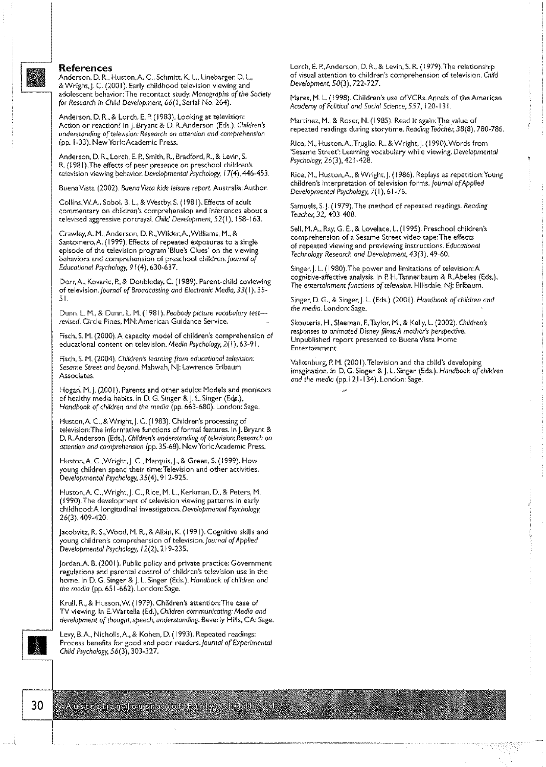## References

Anderson, D. R., Huston, A. C., Schmitt, K. L., Linebarger, D. L., & Wright, J. C. (2001). Early childhood television viewing and adolescent behavior: The recontact study. *Monographs of the Society for Research in Child Development, 66*(1, Serial No. 264).

Anderson, D. R., & Lorch, E. P. (1983). Looking at television: Action or reaction? In J. Bryant & D. R. Anderson (Eds.). *Children's understanding of television: Research on attention and comprehension* (pp. 1-33). New York: Academic Press.

Anderson, D. R., Lorch, E. P., Smith, R., Bradford, R., & Levin, S. R. (1981). The effects of peer presence on preschool children's television viewing behavior. *Developmental Psychology, 17*(4), 446-453.

Buena Vista (2002). *Buena Vista kids leisure report.* Australia: Author.

Collins, W. A., Sobol, B. L., & Westby, S. (1981). Effects of adult commentary on children's comprehension and inferences about a televised aggressive portrayal. *Child Development, 52*(1), 158-163.

Crawley, A. M., Anderson, D. R., Wilder, A., Williams, M., & Santomero, A. (1999). Effects of repeated exposures to a single episode of the television program 'Blue's Clues' on the viewing behaviors and comprehension of preschool children. *Journal of Educational Psychology, 91*(4), 630-637.

Dorr, A., Kovaric, P., & Doubleday, C. (1989). Parent-child coviewing of television. *Journal of Broadcasting and Electronic Media, 33*(1), 35-51.

Dunn, L. M., & Dunn, L. M. (1981). *Peabody picture vocabulary test—revised.* Circle Pines, MN: American Guidance Service.

Fisch, S. M. (2000). A capacity model of children's comprehension of educational content on television. *Media Psychology, 2*(1), 63-91.

Fisch, S. M. (2004). *Children's learning from educational television: Sesame Street and beyond.* Mahwah, NJ: Lawrence Erlbaum Associates.

Hogan, M. J. (2001). Parents and other adults: Models and monitors of healthy media habits. In D. G. Singer & J. L. Singer (Eds.), *Handbook of children and the media* (pp. 663-680). London: Sage.

Huston, A. C., & Wright, J. C. (1983). Children's processing of television: The informative functions of formal features. In J. Bryant & D. R. Anderson (Eds.). *Children's understanding of television: Research on attention and comprehension* (pp. 35-68). New York: Academic Press.

Huston, A. C., Wright, J. C., Marquis, J., & Green, S. (1999). How young children spend their time: Television and other activities. *Developmental Psychology, 35*(4), 912-925.

Huston, A. C., Wright, J. C., Rice, M. L., Kerkman, D., & Peters, M. (1990). The development of television viewing patterns in early childhood: A longitudinal investigation. *Developmental Psychology, 26*(3), 409-420.

Jacobvitz, R. S., Wood, M. R., & Albin, K. (1991). Cognitive skills and young children's comprehension of television. *Journal of Applied Developmental Psychology, 12*(2), 219-235.

Jordan, A. B. (2001). Public policy and private practice: Government regulations and parental control of children's television use in the home. In D. G. Singer & J. L. Singer (Eds.). *Handbook of children and the media* (pp. 651-662). London: Sage.

Krull, R., & Husson, W. (1979). Children's attention: The case of TV viewing. In E. Wartella (Ed.), *Children communicating: Media and development of thought, speech, understanding.* Beverly Hills, CA: Sage.

Levy, B. A., Nicholls, A., & Kohen, D. (1993). Repeated readings: Process benefits for good and poor readers. *Journal of Experimental Child Psychology, 56*(3), 303-327.

Lorch, E. P., Anderson, D. R., & Levin, S. R. (1979). The relationship of visual attention to children's comprehension of television. *Child Development, 50*(3), 722-727.

Mares, M. L. (1998). Children's use of VCRs. Annals of the American *Academy of Political and Social Science, 557*, 120-131.

Martinez, M., & Roser, N. (1985). Read it again: The value of repeated readings during storytime. *Reading Teacher, 38*(8), 780-786.

Rice, M., Huston, A., Truglio, R., & Wright, J. (1990). Words from 'Sesame Street': Learning vocabulary while viewing. *Developmental Psychology, 26*(3), 421-428.

Rice, M., Huston, A., & Wright, J. (1986). Replays as repetition: Young children's interpretation of television forms. *Journal of Applied Developmental Psychology, 7*(1), 61-76.

Samuels, S. J. (1979). The method of repeated readings. *Reading Teacher, 32*, 403-408.

Sell, M. A., Ray, G. E., & Lovelace, L. (1995). Preschool children's comprehension of a Sesame Street video tape: The effects of repeated viewing and previewing instructions. *Educational Technology Research and Development, 43*(3), 49-60.

Singer, J. L. (1980). The power and limitations of television: A cognitive-affective analysis. In P. H. Tannenbaum & R. Abeles (Eds.), *The entertainment functions of television.* Hillsdale, NJ: Erlbaum.

Singer, D. G., & Singer, J. L. (Eds.) (2001). *Handbook of children and the media.* London: Sage.

Skouteris, H., Sleeman, F., Taylor, M., & Kelly, L. (2002). *Children's responses to animated Disney films: A mother's perspective.* Unpublished report presented to Buena Vista Home Entertainment.

Valkenburg, P. M. (2001). Television and the child's developing imagination. In D. G. Singer & J. L. Singer (Eds.). *Handbook of children and the media* (pp. 121-134). London: Sage.